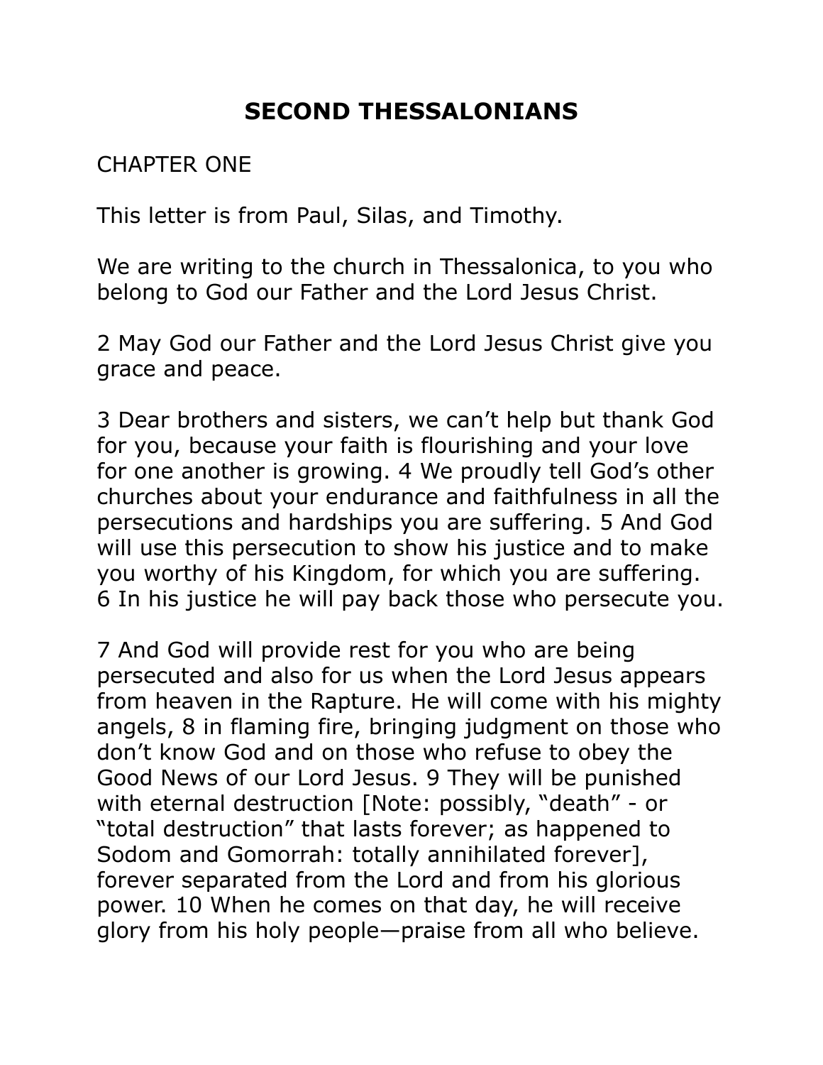# SECOND THESSALONIANS

CHAPTER ONE

This letter is from Paul, Silas, and Timothy.

We are writing to the church in Thessalonica, to you who belong to God our Father and the Lord Jesus Christ.

2 May God our Father and the Lord Jesus Christ give you grace and peace.

3 Dear brothers and sisters, we can't help but thank God for you, because your faith is flourishing and your love for one another is growing. 4 We proudly tell God's other churches about your endurance and faithfulness in all the persecutions and hardships you are suffering. 5 And God will use this persecution to show his justice and to make you worthy of his Kingdom, for which you are suffering. 6 In his justice he will pay back those who persecute you.

7 And God will provide rest for you who are being persecuted and also for us when the Lord Jesus appears from heaven in the Rapture. He will come with his mighty angels, 8 in flaming fire, bringing judgment on those who don't know God and on those who refuse to obey the Good News of our Lord Jesus. 9 They will be punished with eternal destruction [Note: possibly, "death" - or "total destruction" that lasts forever; as happened to Sodom and Gomorrah: totally annihilated forever], forever separated from the Lord and from his glorious power. 10 When he comes on that day, he will receive glory from his holy people—praise from all who believe.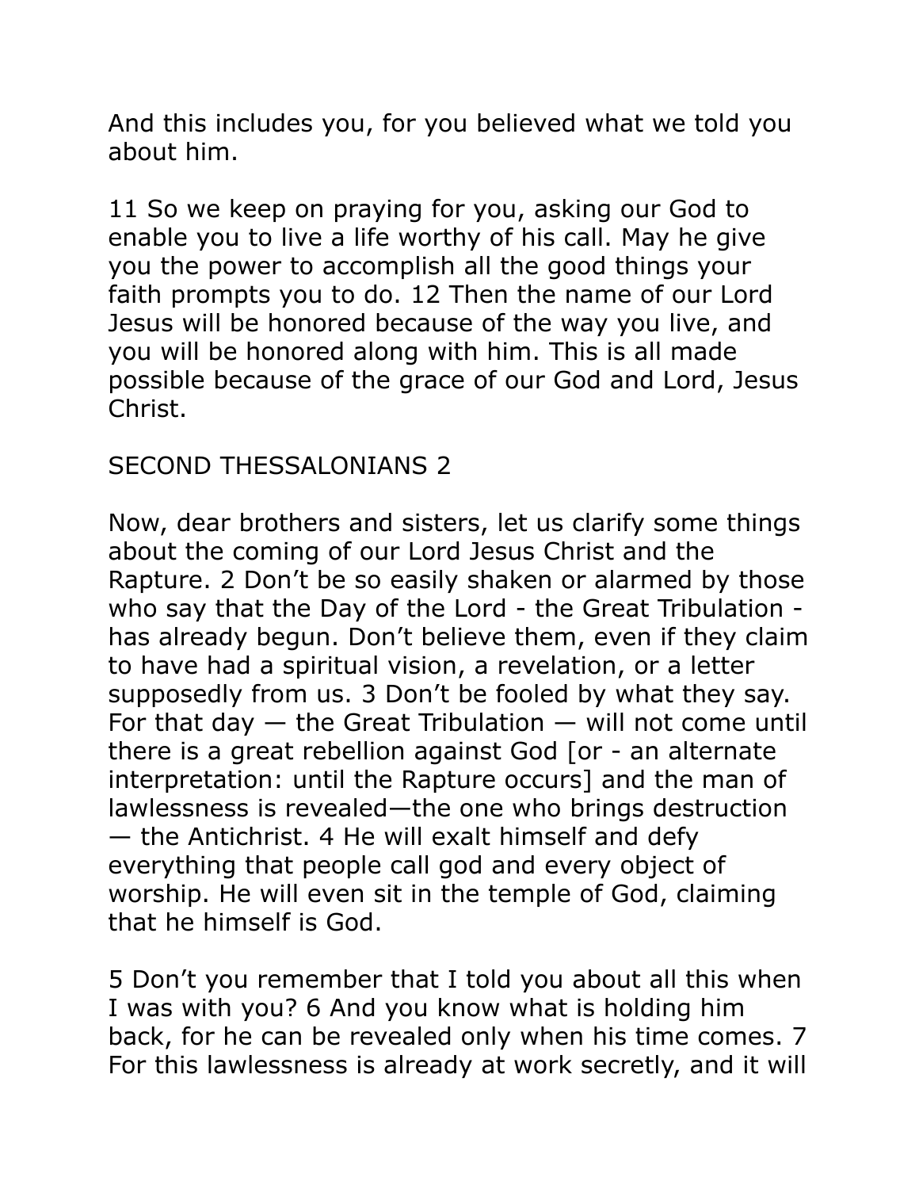And this includes you, for you believed what we told you about him.

11 So we keep on praying for you, asking our God to enable you to live a life worthy of his call. May he give you the power to accomplish all the good things your faith prompts you to do. 12 Then the name of our Lord Jesus will be honored because of the way you live, and you will be honored along with him. This is all made possible because of the grace of our God and Lord, Jesus Christ.

## SECOND THESSALONIANS 2

Now, dear brothers and sisters, let us clarify some things about the coming of our Lord Jesus Christ and the Rapture. 2 Don't be so easily shaken or alarmed by those who say that the Day of the Lord - the Great Tribulation - has already begun. Don't believe them, even if they claim to have had a spiritual vision, a revelation, or a letter supposedly from us. 3 Don't be fooled by what they say. For that day — the Great Tribulation — will not come until there is a great rebellion against God [or - an alternate interpretation: until the Rapture occurs] and the man of lawlessness is revealed—the one who brings destruction — the Antichrist. 4 He will exalt himself and defy everything that people call god and every object of worship. He will even sit in the temple of God, claiming that he himself is God.

5 Don't you remember that I told you about all this when I was with you? 6 And you know what is holding him back, for he can be revealed only when his time comes. 7 For this lawlessness is already at work secretly, and it will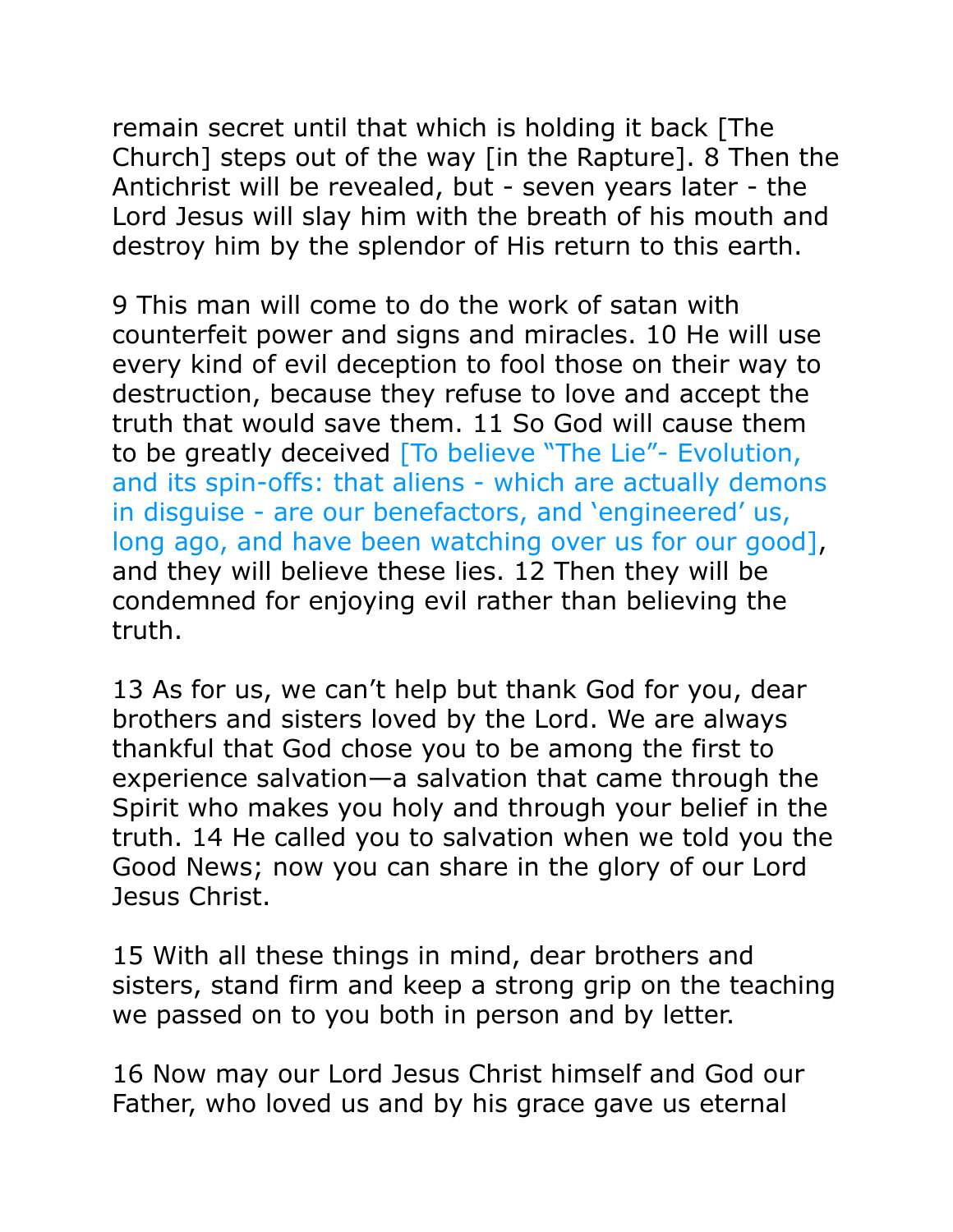remain secret until that which is holding it back [The Church] steps out of the way [in the Rapture]. 8 Then the Antichrist will be revealed, but - seven years later - the Lord Jesus will slay him with the breath of his mouth and destroy him by the splendor of His return to this earth.

9 This man will come to do the work of satan with counterfeit power and signs and miracles. 10 He will use every kind of evil deception to fool those on their way to destruction, because they refuse to love and accept the truth that would save them. 11 So God will cause them to be greatly deceived [To believe "The Lie"- Evolution, and its spin-offs: that aliens - which are actually demons in disguise - are our benefactors, and 'engineered' us, long ago, and have been watching over us for our good], and they will believe these lies. 12 Then they will be condemned for enjoying evil rather than believing the truth.

13 As for us, we can't help but thank God for you, dear brothers and sisters loved by the Lord. We are always thankful that God chose you to be among the first to experience salvation—a salvation that came through the Spirit who makes you holy and through your belief in the truth. 14 He called you to salvation when we told you the Good News; now you can share in the glory of our Lord Jesus Christ.

15 With all these things in mind, dear brothers and sisters, stand firm and keep a strong grip on the teaching we passed on to you both in person and by letter.

16 Now may our Lord Jesus Christ himself and God our Father, who loved us and by his grace gave us eternal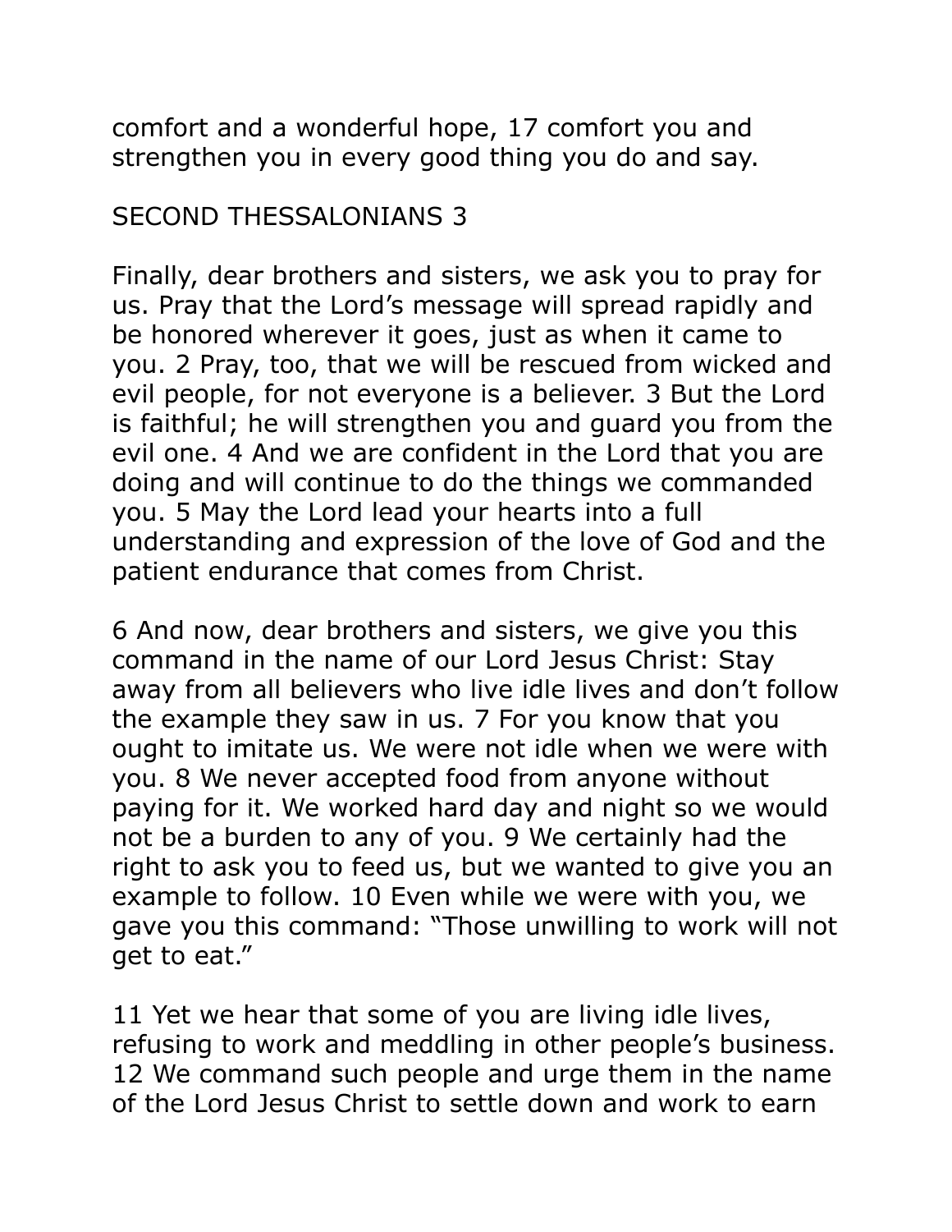comfort and a wonderful hope, 17 comfort you and strengthen you in every good thing you do and say.

## SECOND THESSALONIANS 3

Finally, dear brothers and sisters, we ask you to pray for us. Pray that the Lord's message will spread rapidly and be honored wherever it goes, just as when it came to you. 2 Pray, too, that we will be rescued from wicked and evil people, for not everyone is a believer. 3 But the Lord is faithful; he will strengthen you and guard you from the evil one. 4 And we are confident in the Lord that you are doing and will continue to do the things we commanded you. 5 May the Lord lead your hearts into a full understanding and expression of the love of God and the patient endurance that comes from Christ.

6 And now, dear brothers and sisters, we give you this command in the name of our Lord Jesus Christ: Stay away from all believers who live idle lives and don't follow the example they saw in us. 7 For you know that you ought to imitate us. We were not idle when we were with you. 8 We never accepted food from anyone without paying for it. We worked hard day and night so we would not be a burden to any of you. 9 We certainly had the right to ask you to feed us, but we wanted to give you an example to follow. 10 Even while we were with you, we gave you this command: "Those unwilling to work will not get to eat."

11 Yet we hear that some of you are living idle lives, refusing to work and meddling in other people's business. 12 We command such people and urge them in the name of the Lord Jesus Christ to settle down and work to earn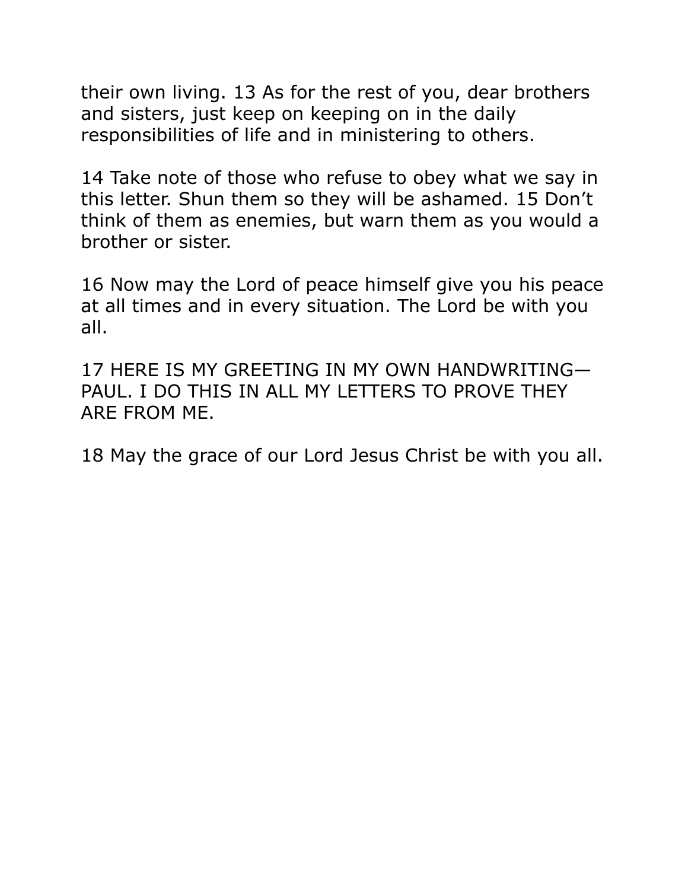their own living. 13 As for the rest of you, dear brothers and sisters, just keep on keeping on in the daily responsibilities of life and in ministering to others.

14 Take note of those who refuse to obey what we say in this letter. Shun them so they will be ashamed. 15 Don't think of them as enemies, but warn them as you would a brother or sister.

16 Now may the Lord of peace himself give you his peace at all times and in every situation. The Lord be with you all.

17 HERE IS MY GREETING IN MY OWN HANDWRITING—PAUL. I DO THIS IN ALL MY LETTERS TO PROVE THEY ARE FROM ME.

18 May the grace of our Lord Jesus Christ be with you all.